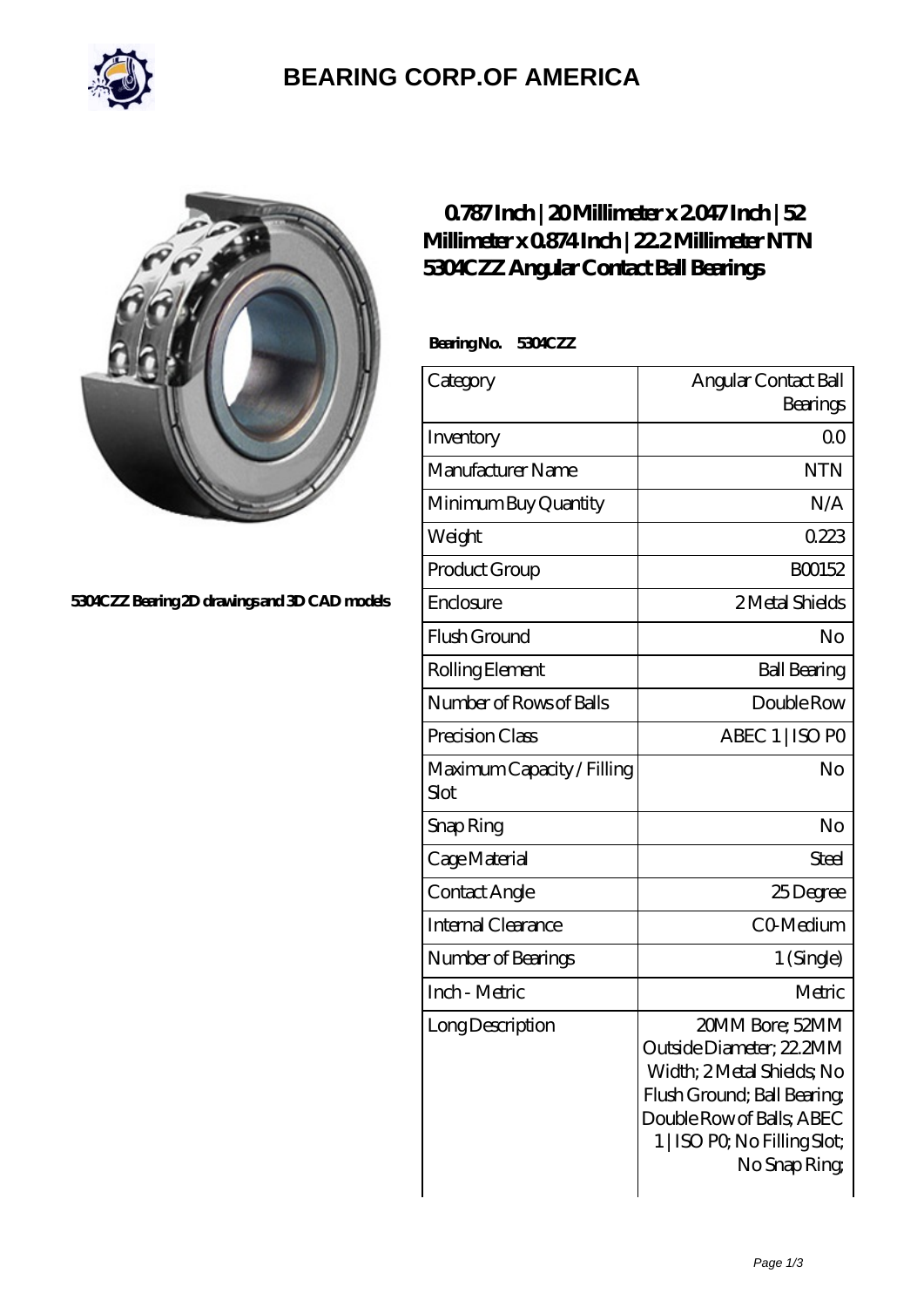# BEARING CORP.OF AMERICA

5304CZZ Bearing 2D drawings and 3D CAD models

## 0.787 Inch | 20 Millimeter x 2.047 Inch | 52 Millimeter x 0.874 Inch | 22.2 Millimeter NTN 5304CZZ Angular Contact Ball Bearings

**Bearing No. 5304CZZ**

| Category | Angular Contact Ball Bearings |
| --- | --- |
| Inventory | 0.0 |
| Manufacturer Name | NTN |
| Minimum Buy Quantity | N/A |
| Weight | 0.223 |
| Product Group | B00152 |
| Enclosure | 2 Metal Shields |
| Flush Ground | No |
| Rolling Element | Ball Bearing |
| Number of Rows of Balls | Double Row |
| Precision Class | ABEC 1 \| ISO P0 |
| Maximum Capacity / Filling Slot | No |
| Snap Ring | No |
| Cage Material | Steel |
| Contact Angle | 25 Degree |
| Internal Clearance | C0-Medium |
| Number of Bearings | 1 (Single) |
| Inch - Metric | Metric |
| Long Description | 20MM Bore; 52MM Outside Diameter; 22.2MM Width; 2 Metal Shields; No Flush Ground; Ball Bearing; Double Row of Balls; ABEC 1 \| ISO P0; No Filling Slot; No Snap Ring; |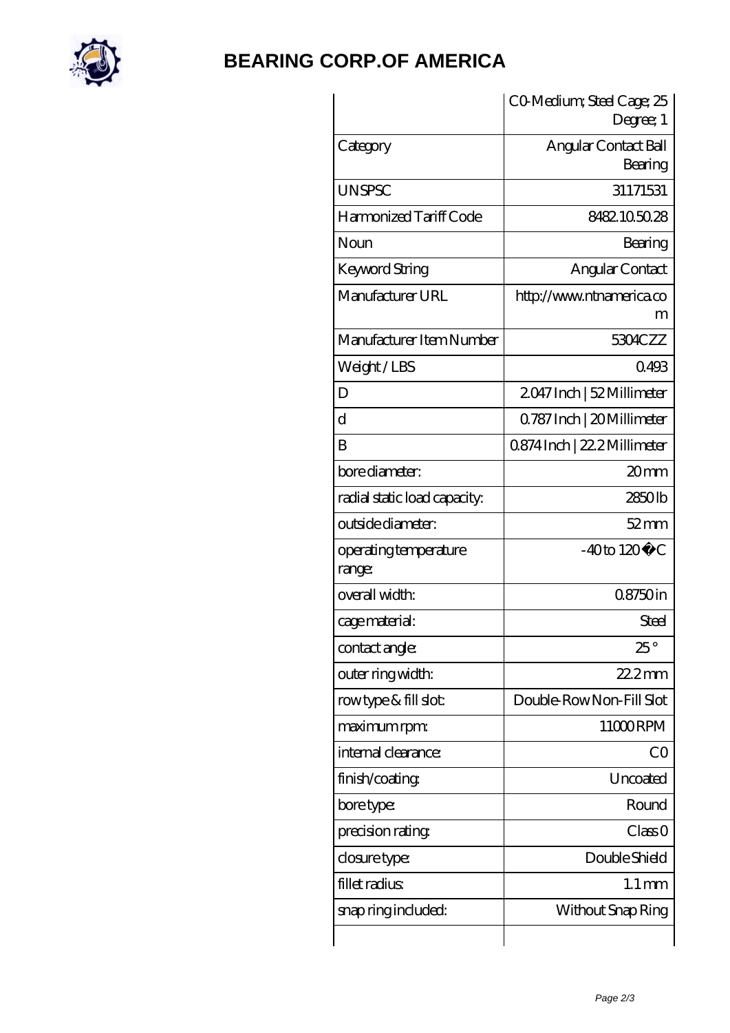# BEARING CORP.OF AMERICA

| | |
|---|---|
| | C0-Medium; Steel Cage; 25 Degree; 1 |
| Category | Angular Contact Ball Bearing |
| UNSPSC | 31171531 |
| Harmonized Tariff Code | 8482.10.50.28 |
| Noun | Bearing |
| Keyword String | Angular Contact |
| Manufacturer URL | http://www.ntnamerica.com |
| Manufacturer Item Number | 5304CZZ |
| Weight / LBS | 0.493 |
| D | 2.047 Inch \| 52 Millimeter |
| d | 0.787 Inch \| 20 Millimeter |
| B | 0.874 Inch \| 22.2 Millimeter |
| bore diameter: | 20 mm |
| radial static load capacity: | 2850 lb |
| outside diameter: | 52 mm |
| operating temperature range: | -40 to 120 °C |
| overall width: | 0.8750 in |
| cage material: | Steel |
| contact angle: | 25 ° |
| outer ring width: | 22.2 mm |
| row type & fill slot: | Double-Row Non-Fill Slot |
| maximum rpm: | 11000 RPM |
| internal clearance: | C0 |
| finish/coating: | Uncoated |
| bore type: | Round |
| precision rating: | Class 0 |
| closure type: | Double Shield |
| fillet radius: | 1.1 mm |
| snap ring included: | Without Snap Ring |
| | |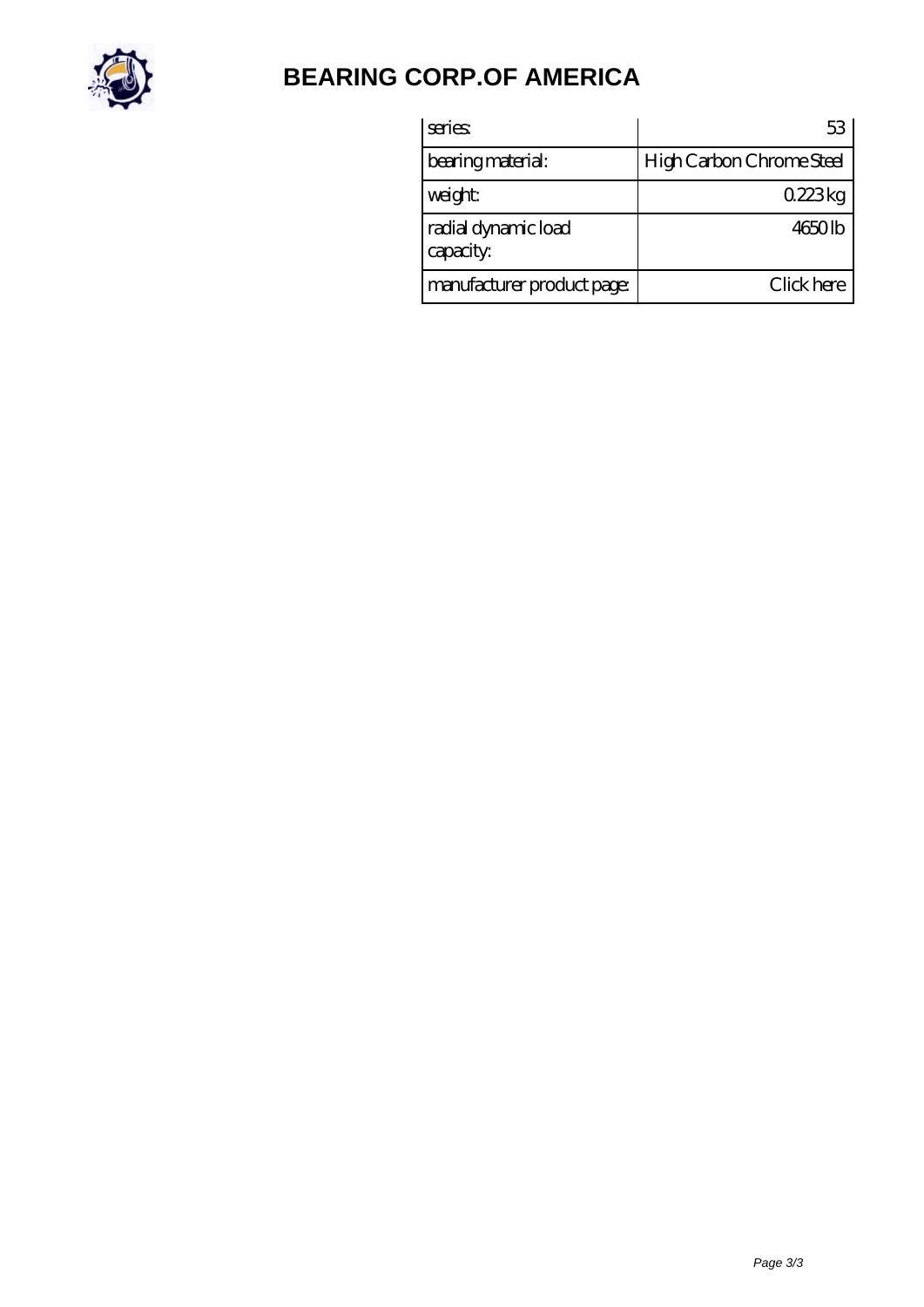| | |
|---|---|
| series: | 53 |
| bearing material: | High Carbon Chrome Steel |
| weight: | 0.223 kg |
| radial dynamic load capacity: | 4650 lb |
| manufacturer product page: | Click here |